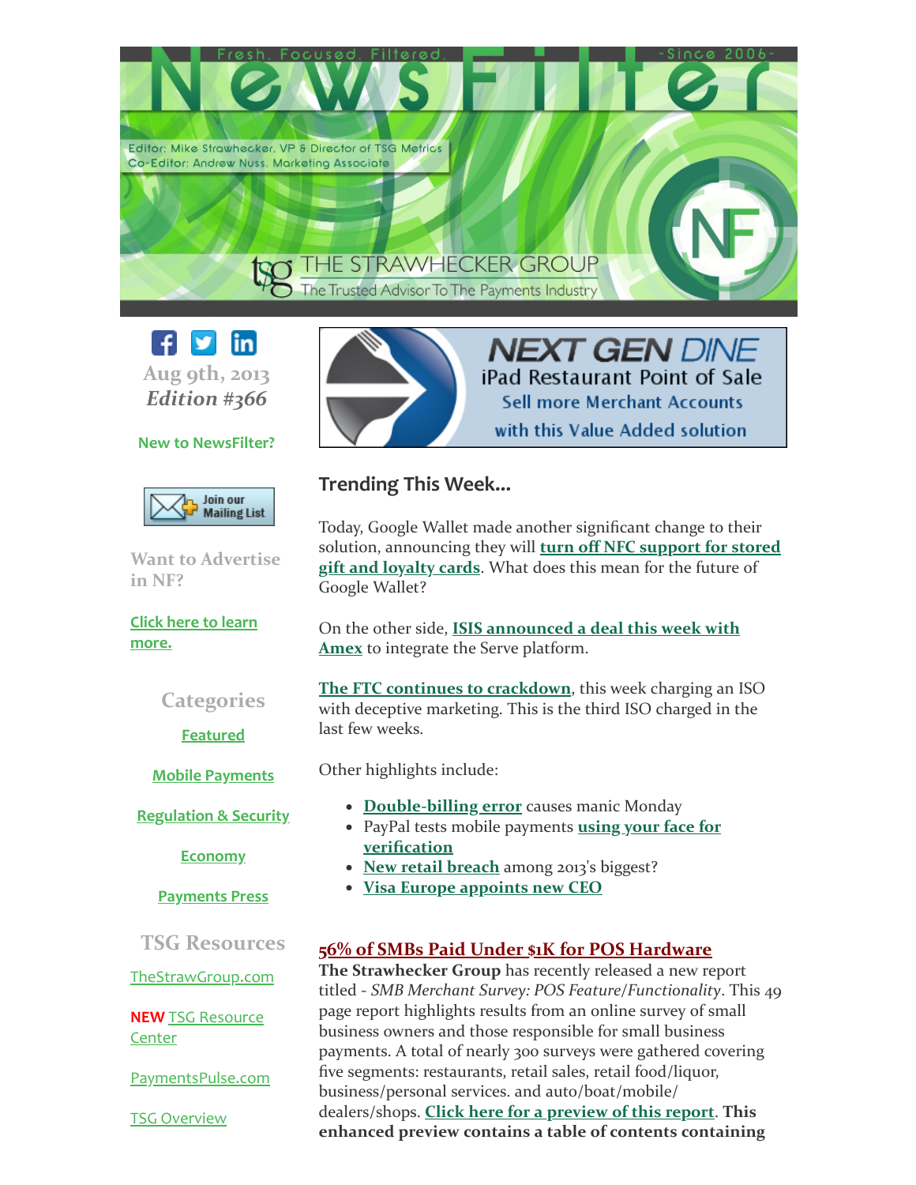# NewsFilter

Fresh. Focused. Filtered. -Since 2006-

Editor: Mike Strawhecker, VP & Director of TSG Metrics
Co-Editor: Andrew Nuss, Marketing Associate

THE STRAWHECKER GROUP
The Trusted Advisor To The Payments Industry

Aug 9th, 2013
*Edition #366*

**New to NewsFilter?**

Join our Mailing List

Want to Advertise in NF?

Click here to learn more.

## Categories

Featured

Mobile Payments

Regulation & Security

Economy

Payments Press

## TSG Resources

TheStrawGroup.com

**NEW** TSG Resource Center

PaymentsPulse.com

TSG Overview

NEXT GEN DINE
iPad Restaurant Point of Sale
Sell more Merchant Accounts
with this Value Added solution

## Trending This Week...

Today, Google Wallet made another significant change to their solution, announcing they will **turn off NFC support for stored gift and loyalty cards**. What does this mean for the future of Google Wallet?

On the other side, **ISIS announced a deal this week with Amex** to integrate the Serve platform.

**The FTC continues to crackdown**, this week charging an ISO with deceptive marketing. This is the third ISO charged in the last few weeks.

Other highlights include:

- **Double-billing error** causes manic Monday
- PayPal tests mobile payments **using your face for verification**
- **New retail breach** among 2013's biggest?
- **Visa Europe appoints new CEO**

### 56% of SMBs Paid Under $1K for POS Hardware

**The Strawhecker Group** has recently released a new report titled - *SMB Merchant Survey: POS Feature/Functionality*. This 49 page report highlights results from an online survey of small business owners and those responsible for small business payments. A total of nearly 300 surveys were gathered covering five segments: restaurants, retail sales, retail food/liquor, business/personal services. and auto/boat/mobile/dealers/shops. **Click here for a preview of this report**. **This enhanced preview contains a table of contents containing**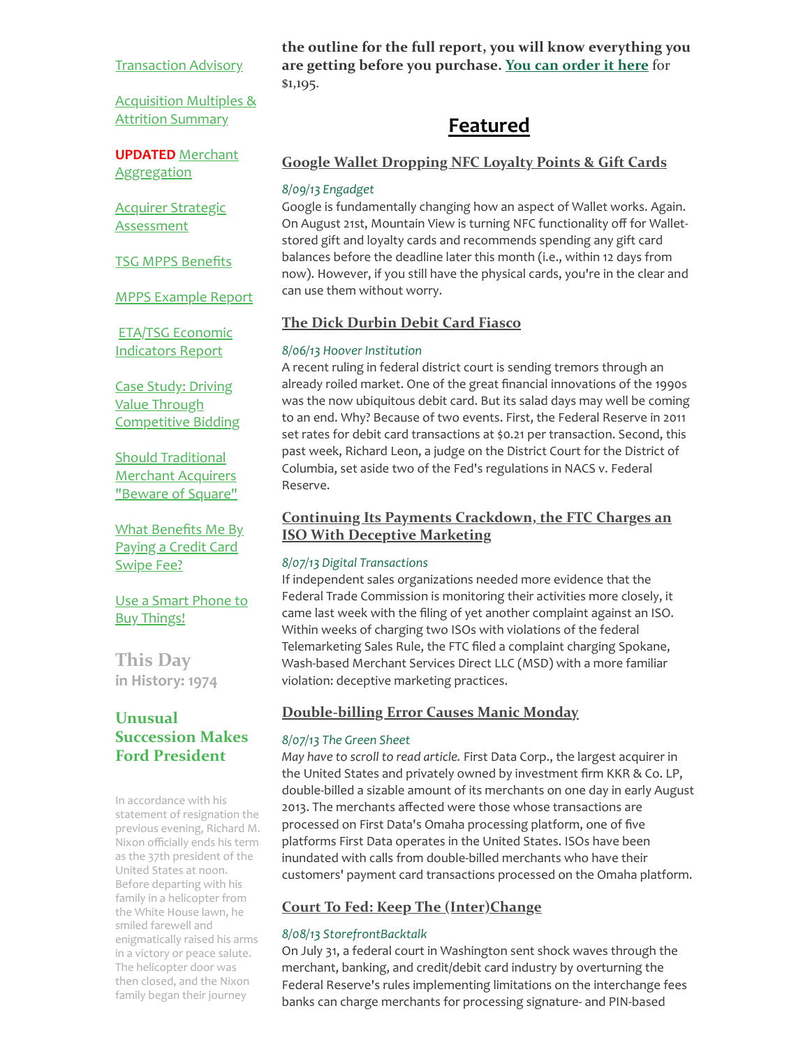Transaction Advisory

Acquisition Multiples & Attrition Summary

**UPDATED** Merchant Aggregation

Acquirer Strategic Assessment

TSG MPPS Benefits

MPPS Example Report

ETA/TSG Economic Indicators Report

Case Study: Driving Value Through Competitive Bidding

Should Traditional Merchant Acquirers "Beware of Square"

What Benefits Me By Paying a Credit Card Swipe Fee?

Use a Smart Phone to Buy Things!

## This Day in History: 1974

### Unusual Succession Makes Ford President

In accordance with his statement of resignation the previous evening, Richard M. Nixon officially ends his term as the 37th president of the United States at noon. Before departing with his family in a helicopter from the White House lawn, he smiled farewell and enigmatically raised his arms in a victory or peace salute. The helicopter door was then closed, and the Nixon family began their journey

**the outline for the full report, you will know everything you are getting before you purchase. You can order it here** for $1,195.

## Featured

### Google Wallet Dropping NFC Loyalty Points & Gift Cards

*8/09/13 Engadget*

Google is fundamentally changing how an aspect of Wallet works. Again. On August 21st, Mountain View is turning NFC functionality off for Wallet-stored gift and loyalty cards and recommends spending any gift card balances before the deadline later this month (i.e., within 12 days from now). However, if you still have the physical cards, you're in the clear and can use them without worry.

### The Dick Durbin Debit Card Fiasco

*8/06/13 Hoover Institution*

A recent ruling in federal district court is sending tremors through an already roiled market. One of the great financial innovations of the 1990s was the now ubiquitous debit card. But its salad days may well be coming to an end. Why? Because of two events. First, the Federal Reserve in 2011 set rates for debit card transactions at $0.21 per transaction. Second, this past week, Richard Leon, a judge on the District Court for the District of Columbia, set aside two of the Fed's regulations in NACS v. Federal Reserve.

### Continuing Its Payments Crackdown, the FTC Charges an ISO With Deceptive Marketing

*8/07/13 Digital Transactions*

If independent sales organizations needed more evidence that the Federal Trade Commission is monitoring their activities more closely, it came last week with the filing of yet another complaint against an ISO. Within weeks of charging two ISOs with violations of the federal Telemarketing Sales Rule, the FTC filed a complaint charging Spokane, Wash-based Merchant Services Direct LLC (MSD) with a more familiar violation: deceptive marketing practices.

### Double-billing Error Causes Manic Monday

*8/07/13 The Green Sheet*

*May have to scroll to read article.* First Data Corp., the largest acquirer in the United States and privately owned by investment firm KKR & Co. LP, double-billed a sizable amount of its merchants on one day in early August 2013. The merchants affected were those whose transactions are processed on First Data's Omaha processing platform, one of five platforms First Data operates in the United States. ISOs have been inundated with calls from double-billed merchants who have their customers' payment card transactions processed on the Omaha platform.

### Court To Fed: Keep The (Inter)Change

*8/08/13 StorefrontBacktalk*

On July 31, a federal court in Washington sent shock waves through the merchant, banking, and credit/debit card industry by overturning the Federal Reserve's rules implementing limitations on the interchange fees banks can charge merchants for processing signature- and PIN-based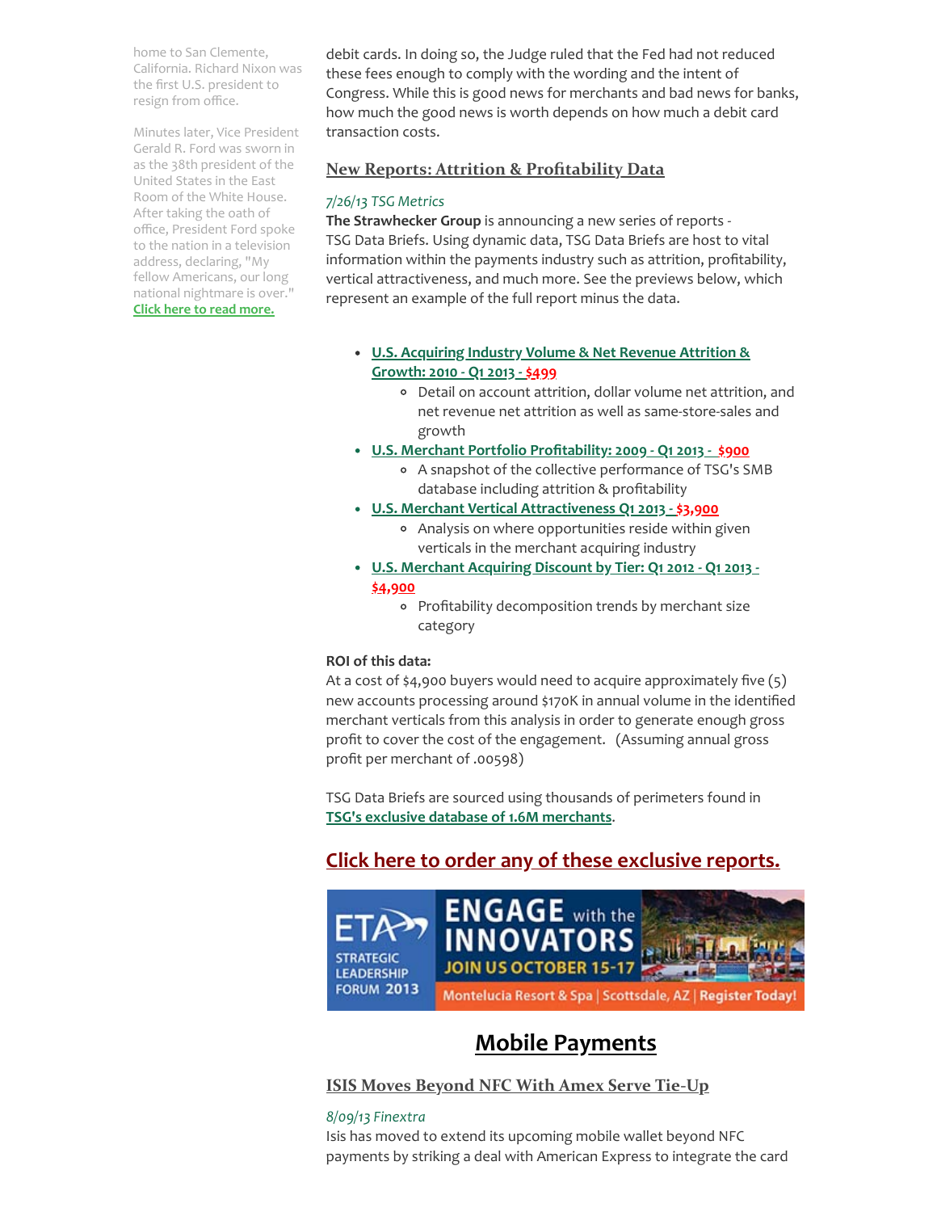home to San Clemente, California. Richard Nixon was the first U.S. president to resign from office.

Minutes later, Vice President Gerald R. Ford was sworn in as the 38th president of the United States in the East Room of the White House. After taking the oath of office, President Ford spoke to the nation in a television address, declaring, "My fellow Americans, our long national nightmare is over." **Click here to read more.**

debit cards. In doing so, the Judge ruled that the Fed had not reduced these fees enough to comply with the wording and the intent of Congress. While this is good news for merchants and bad news for banks, how much the good news is worth depends on how much a debit card transaction costs.

## New Reports: Attrition & Profitability Data

*7/26/13 TSG Metrics*

**The Strawhecker Group** is announcing a new series of reports - TSG Data Briefs. Using dynamic data, TSG Data Briefs are host to vital information within the payments industry such as attrition, profitability, vertical attractiveness, and much more. See the previews below, which represent an example of the full report minus the data.

- **U.S. Acquiring Industry Volume & Net Revenue Attrition & Growth: 2010 - Q1 2013 - $499**
  - Detail on account attrition, dollar volume net attrition, and net revenue net attrition as well as same-store-sales and growth
- **U.S. Merchant Portfolio Profitability: 2009 - Q1 2013 - $900**
  - A snapshot of the collective performance of TSG's SMB database including attrition & profitability
- **U.S. Merchant Vertical Attractiveness Q1 2013 - $3,900**
  - Analysis on where opportunities reside within given verticals in the merchant acquiring industry
- **U.S. Merchant Acquiring Discount by Tier: Q1 2012 - Q1 2013 - $4,900**
  - Profitability decomposition trends by merchant size category

**ROI of this data:**
At a cost of $4,900 buyers would need to acquire approximately five (5) new accounts processing around $170K in annual volume in the identified merchant verticals from this analysis in order to generate enough gross profit to cover the cost of the engagement. (Assuming annual gross profit per merchant of .00598)

TSG Data Briefs are sourced using thousands of perimeters found in **TSG's exclusive database of 1.6M merchants**.

## Click here to order any of these exclusive reports.

ETA STRATEGIC LEADERSHIP FORUM 2013 — ENGAGE with the INNOVATORS — JOIN US OCTOBER 15-17 — Montelucia Resort & Spa | Scottsdale, AZ | Register Today!

# Mobile Payments

## ISIS Moves Beyond NFC With Amex Serve Tie-Up

*8/09/13 Finextra*

Isis has moved to extend its upcoming mobile wallet beyond NFC payments by striking a deal with American Express to integrate the card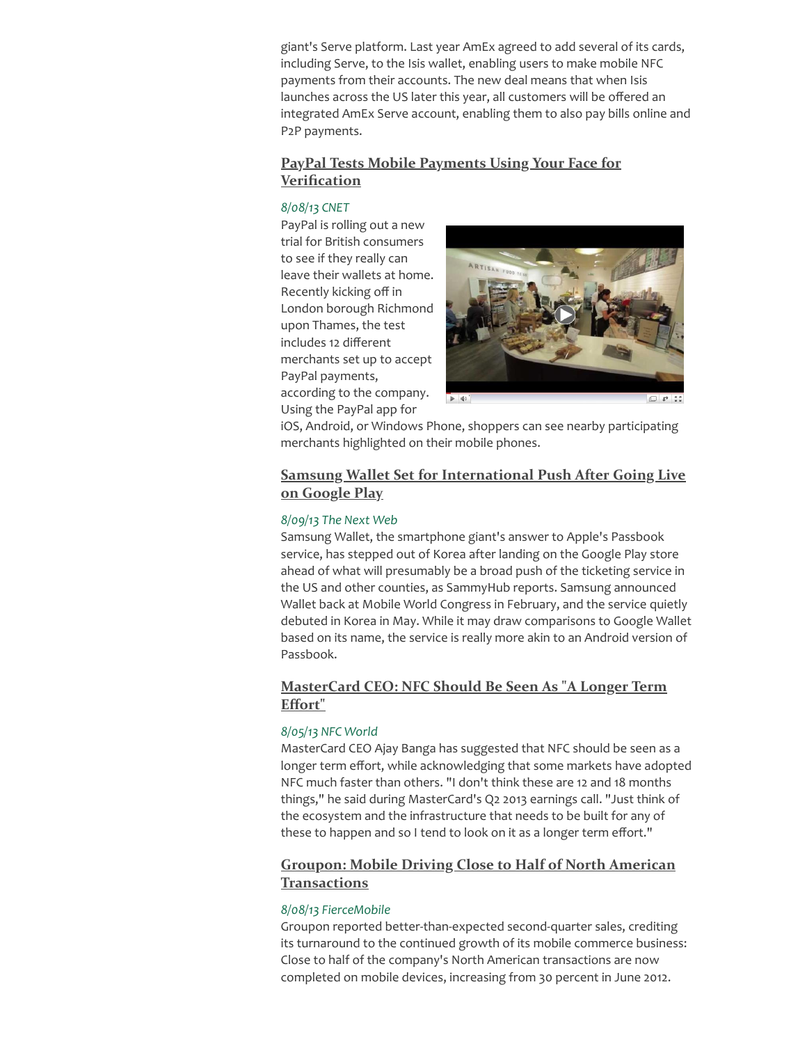giant's Serve platform. Last year AmEx agreed to add several of its cards, including Serve, to the Isis wallet, enabling users to make mobile NFC payments from their accounts. The new deal means that when Isis launches across the US later this year, all customers will be offered an integrated AmEx Serve account, enabling them to also pay bills online and P2P payments.

## PayPal Tests Mobile Payments Using Your Face for Verification

*8/08/13 CNET*

PayPal is rolling out a new trial for British consumers to see if they really can leave their wallets at home. Recently kicking off in London borough Richmond upon Thames, the test includes 12 different merchants set up to accept PayPal payments, according to the company. Using the PayPal app for iOS, Android, or Windows Phone, shoppers can see nearby participating merchants highlighted on their mobile phones.

## Samsung Wallet Set for International Push After Going Live on Google Play

*8/09/13 The Next Web*

Samsung Wallet, the smartphone giant's answer to Apple's Passbook service, has stepped out of Korea after landing on the Google Play store ahead of what will presumably be a broad push of the ticketing service in the US and other counties, as SammyHub reports. Samsung announced Wallet back at Mobile World Congress in February, and the service quietly debuted in Korea in May. While it may draw comparisons to Google Wallet based on its name, the service is really more akin to an Android version of Passbook.

## MasterCard CEO: NFC Should Be Seen As "A Longer Term Effort"

*8/05/13 NFC World*

MasterCard CEO Ajay Banga has suggested that NFC should be seen as a longer term effort, while acknowledging that some markets have adopted NFC much faster than others. "I don't think these are 12 and 18 months things," he said during MasterCard's Q2 2013 earnings call. "Just think of the ecosystem and the infrastructure that needs to be built for any of these to happen and so I tend to look on it as a longer term effort."

## Groupon: Mobile Driving Close to Half of North American Transactions

*8/08/13 FierceMobile*

Groupon reported better-than-expected second-quarter sales, crediting its turnaround to the continued growth of its mobile commerce business: Close to half of the company's North American transactions are now completed on mobile devices, increasing from 30 percent in June 2012.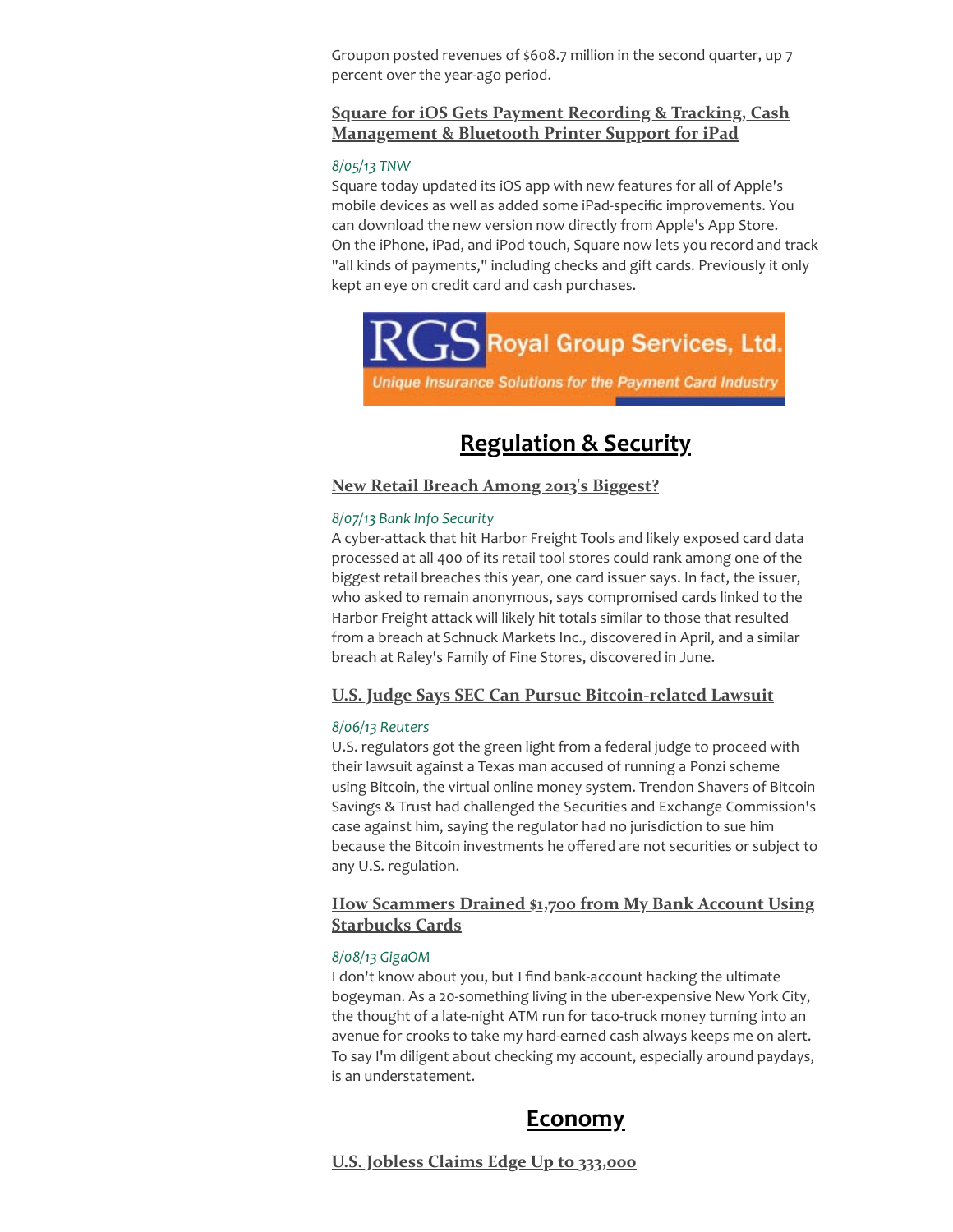Groupon posted revenues of $608.7 million in the second quarter, up 7 percent over the year-ago period.

### Square for iOS Gets Payment Recording & Tracking, Cash Management & Bluetooth Printer Support for iPad

*8/05/13 TNW*

Square today updated its iOS app with new features for all of Apple's mobile devices as well as added some iPad-specific improvements. You can download the new version now directly from Apple's App Store.
On the iPhone, iPad, and iPod touch, Square now lets you record and track "all kinds of payments," including checks and gift cards. Previously it only kept an eye on credit card and cash purchases.

RGS Royal Group Services, Ltd.
Unique Insurance Solutions for the Payment Card Industry

## Regulation & Security

### New Retail Breach Among 2013's Biggest?

*8/07/13 Bank Info Security*

A cyber-attack that hit Harbor Freight Tools and likely exposed card data processed at all 400 of its retail tool stores could rank among one of the biggest retail breaches this year, one card issuer says. In fact, the issuer, who asked to remain anonymous, says compromised cards linked to the Harbor Freight attack will likely hit totals similar to those that resulted from a breach at Schnuck Markets Inc., discovered in April, and a similar breach at Raley's Family of Fine Stores, discovered in June.

### U.S. Judge Says SEC Can Pursue Bitcoin-related Lawsuit

*8/06/13 Reuters*

U.S. regulators got the green light from a federal judge to proceed with their lawsuit against a Texas man accused of running a Ponzi scheme using Bitcoin, the virtual online money system. Trendon Shavers of Bitcoin Savings & Trust had challenged the Securities and Exchange Commission's case against him, saying the regulator had no jurisdiction to sue him because the Bitcoin investments he offered are not securities or subject to any U.S. regulation.

### How Scammers Drained $1,700 from My Bank Account Using Starbucks Cards

*8/08/13 GigaOM*

I don't know about you, but I find bank-account hacking the ultimate bogeyman. As a 20-something living in the uber-expensive New York City, the thought of a late-night ATM run for taco-truck money turning into an avenue for crooks to take my hard-earned cash always keeps me on alert. To say I'm diligent about checking my account, especially around paydays, is an understatement.

## Economy

### U.S. Jobless Claims Edge Up to 333,000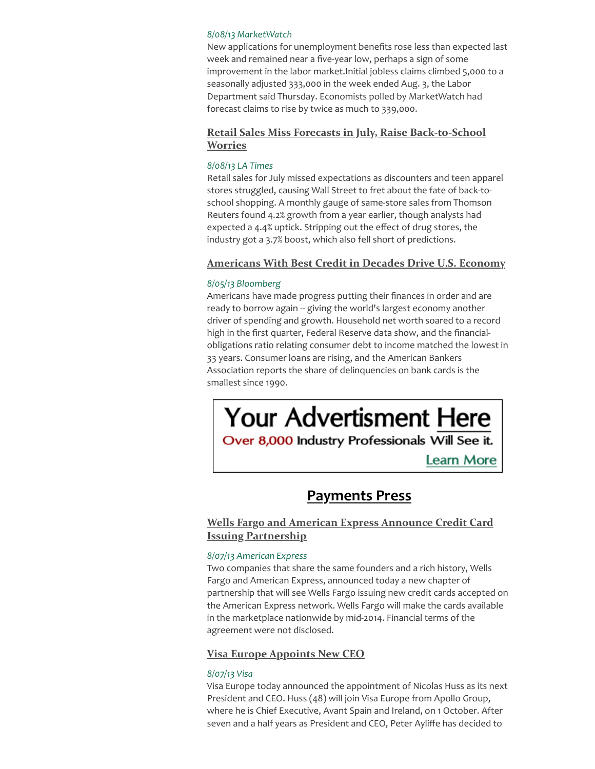*8/08/13 MarketWatch*
New applications for unemployment benefits rose less than expected last week and remained near a five-year low, perhaps a sign of some improvement in the labor market.Initial jobless claims climbed 5,000 to a seasonally adjusted 333,000 in the week ended Aug. 3, the Labor Department said Thursday. Economists polled by MarketWatch had forecast claims to rise by twice as much to 339,000.

### Retail Sales Miss Forecasts in July, Raise Back-to-School Worries

*8/08/13 LA Times*
Retail sales for July missed expectations as discounters and teen apparel stores struggled, causing Wall Street to fret about the fate of back-to-school shopping. A monthly gauge of same-store sales from Thomson Reuters found 4.2% growth from a year earlier, though analysts had expected a 4.4% uptick. Stripping out the effect of drug stores, the industry got a 3.7% boost, which also fell short of predictions.

### Americans With Best Credit in Decades Drive U.S. Economy

*8/05/13 Bloomberg*
Americans have made progress putting their finances in order and are ready to borrow again -- giving the world's largest economy another driver of spending and growth. Household net worth soared to a record high in the first quarter, Federal Reserve data show, and the financial-obligations ratio relating consumer debt to income matched the lowest in 33 years. Consumer loans are rising, and the American Bankers Association reports the share of delinquencies on bank cards is the smallest since 1990.

Your Advertisment Here
Over 8,000 Industry Professionals Will See it.
Learn More

## Payments Press

### Wells Fargo and American Express Announce Credit Card Issuing Partnership

*8/07/13 American Express*
Two companies that share the same founders and a rich history, Wells Fargo and American Express, announced today a new chapter of partnership that will see Wells Fargo issuing new credit cards accepted on the American Express network. Wells Fargo will make the cards available in the marketplace nationwide by mid-2014. Financial terms of the agreement were not disclosed.

### Visa Europe Appoints New CEO

*8/07/13 Visa*
Visa Europe today announced the appointment of Nicolas Huss as its next President and CEO. Huss (48) will join Visa Europe from Apollo Group, where he is Chief Executive, Avant Spain and Ireland, on 1 October. After seven and a half years as President and CEO, Peter Ayliffe has decided to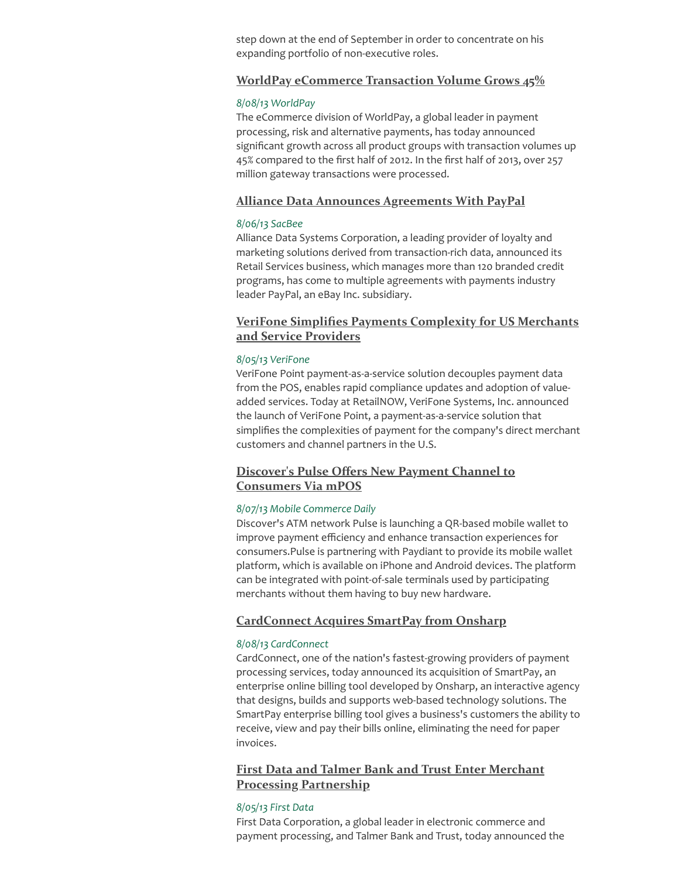step down at the end of September in order to concentrate on his expanding portfolio of non-executive roles.

### WorldPay eCommerce Transaction Volume Grows 45%

*8/08/13 WorldPay*

The eCommerce division of WorldPay, a global leader in payment processing, risk and alternative payments, has today announced significant growth across all product groups with transaction volumes up 45% compared to the first half of 2012. In the first half of 2013, over 257 million gateway transactions were processed.

### Alliance Data Announces Agreements With PayPal

*8/06/13 SacBee*

Alliance Data Systems Corporation, a leading provider of loyalty and marketing solutions derived from transaction-rich data, announced its Retail Services business, which manages more than 120 branded credit programs, has come to multiple agreements with payments industry leader PayPal, an eBay Inc. subsidiary.

### VeriFone Simplifies Payments Complexity for US Merchants and Service Providers

*8/05/13 VeriFone*

VeriFone Point payment-as-a-service solution decouples payment data from the POS, enables rapid compliance updates and adoption of value-added services. Today at RetailNOW, VeriFone Systems, Inc. announced the launch of VeriFone Point, a payment-as-a-service solution that simplifies the complexities of payment for the company's direct merchant customers and channel partners in the U.S.

### Discover's Pulse Offers New Payment Channel to Consumers Via mPOS

*8/07/13 Mobile Commerce Daily*

Discover's ATM network Pulse is launching a QR-based mobile wallet to improve payment efficiency and enhance transaction experiences for consumers.Pulse is partnering with Paydiant to provide its mobile wallet platform, which is available on iPhone and Android devices. The platform can be integrated with point-of-sale terminals used by participating merchants without them having to buy new hardware.

### CardConnect Acquires SmartPay from Onsharp

*8/08/13 CardConnect*

CardConnect, one of the nation's fastest-growing providers of payment processing services, today announced its acquisition of SmartPay, an enterprise online billing tool developed by Onsharp, an interactive agency that designs, builds and supports web-based technology solutions. The SmartPay enterprise billing tool gives a business's customers the ability to receive, view and pay their bills online, eliminating the need for paper invoices.

### First Data and Talmer Bank and Trust Enter Merchant Processing Partnership

*8/05/13 First Data*

First Data Corporation, a global leader in electronic commerce and payment processing, and Talmer Bank and Trust, today announced the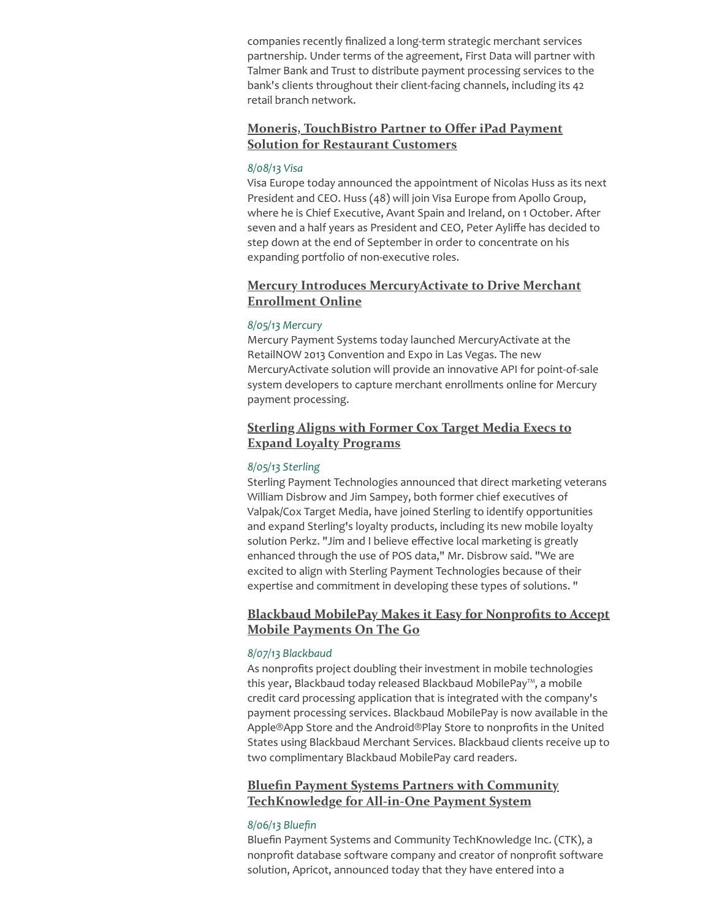companies recently finalized a long-term strategic merchant services partnership. Under terms of the agreement, First Data will partner with Talmer Bank and Trust to distribute payment processing services to the bank's clients throughout their client-facing channels, including its 42 retail branch network.

### Moneris, TouchBistro Partner to Offer iPad Payment Solution for Restaurant Customers

*8/08/13 Visa*

Visa Europe today announced the appointment of Nicolas Huss as its next President and CEO. Huss (48) will join Visa Europe from Apollo Group, where he is Chief Executive, Avant Spain and Ireland, on 1 October. After seven and a half years as President and CEO, Peter Ayliffe has decided to step down at the end of September in order to concentrate on his expanding portfolio of non-executive roles.

### Mercury Introduces MercuryActivate to Drive Merchant Enrollment Online

*8/05/13 Mercury*

Mercury Payment Systems today launched MercuryActivate at the RetailNOW 2013 Convention and Expo in Las Vegas. The new MercuryActivate solution will provide an innovative API for point-of-sale system developers to capture merchant enrollments online for Mercury payment processing.

### Sterling Aligns with Former Cox Target Media Execs to Expand Loyalty Programs

*8/05/13 Sterling*

Sterling Payment Technologies announced that direct marketing veterans William Disbrow and Jim Sampey, both former chief executives of Valpak/Cox Target Media, have joined Sterling to identify opportunities and expand Sterling's loyalty products, including its new mobile loyalty solution Perkz. "Jim and I believe effective local marketing is greatly enhanced through the use of POS data," Mr. Disbrow said. "We are excited to align with Sterling Payment Technologies because of their expertise and commitment in developing these types of solutions. "

### Blackbaud MobilePay Makes it Easy for Nonprofits to Accept Mobile Payments On The Go

*8/07/13 Blackbaud*

As nonprofits project doubling their investment in mobile technologies this year, Blackbaud today released Blackbaud MobilePay™, a mobile credit card processing application that is integrated with the company's payment processing services. Blackbaud MobilePay is now available in the Apple®App Store and the Android®Play Store to nonprofits in the United States using Blackbaud Merchant Services. Blackbaud clients receive up to two complimentary Blackbaud MobilePay card readers.

### Bluefin Payment Systems Partners with Community TechKnowledge for All-in-One Payment System

*8/06/13 Bluefin*

Bluefin Payment Systems and Community TechKnowledge Inc. (CTK), a nonprofit database software company and creator of nonprofit software solution, Apricot, announced today that they have entered into a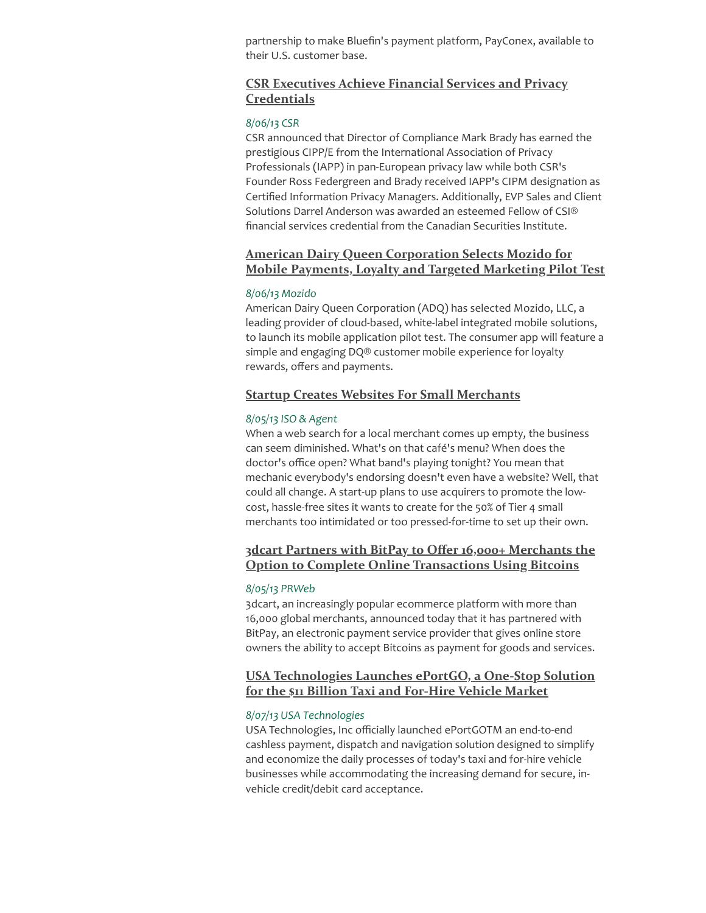partnership to make Bluefin's payment platform, PayConex, available to their U.S. customer base.

### CSR Executives Achieve Financial Services and Privacy Credentials

*8/06/13 CSR*

CSR announced that Director of Compliance Mark Brady has earned the prestigious CIPP/E from the International Association of Privacy Professionals (IAPP) in pan-European privacy law while both CSR's Founder Ross Federgreen and Brady received IAPP's CIPM designation as Certified Information Privacy Managers. Additionally, EVP Sales and Client Solutions Darrel Anderson was awarded an esteemed Fellow of CSI® financial services credential from the Canadian Securities Institute.

### American Dairy Queen Corporation Selects Mozido for Mobile Payments, Loyalty and Targeted Marketing Pilot Test

*8/06/13 Mozido*

American Dairy Queen Corporation (ADQ) has selected Mozido, LLC, a leading provider of cloud-based, white-label integrated mobile solutions, to launch its mobile application pilot test. The consumer app will feature a simple and engaging DQ® customer mobile experience for loyalty rewards, offers and payments.

### Startup Creates Websites For Small Merchants

*8/05/13 ISO & Agent*

When a web search for a local merchant comes up empty, the business can seem diminished. What's on that café's menu? When does the doctor's office open? What band's playing tonight? You mean that mechanic everybody's endorsing doesn't even have a website? Well, that could all change. A start-up plans to use acquirers to promote the low-cost, hassle-free sites it wants to create for the 50% of Tier 4 small merchants too intimidated or too pressed-for-time to set up their own.

### 3dcart Partners with BitPay to Offer 16,000+ Merchants the Option to Complete Online Transactions Using Bitcoins

*8/05/13 PRWeb*

3dcart, an increasingly popular ecommerce platform with more than 16,000 global merchants, announced today that it has partnered with BitPay, an electronic payment service provider that gives online store owners the ability to accept Bitcoins as payment for goods and services.

### USA Technologies Launches ePortGO, a One-Stop Solution for the $11 Billion Taxi and For-Hire Vehicle Market

*8/07/13 USA Technologies*

USA Technologies, Inc officially launched ePortGOTM an end-to-end cashless payment, dispatch and navigation solution designed to simplify and economize the daily processes of today's taxi and for-hire vehicle businesses while accommodating the increasing demand for secure, in-vehicle credit/debit card acceptance.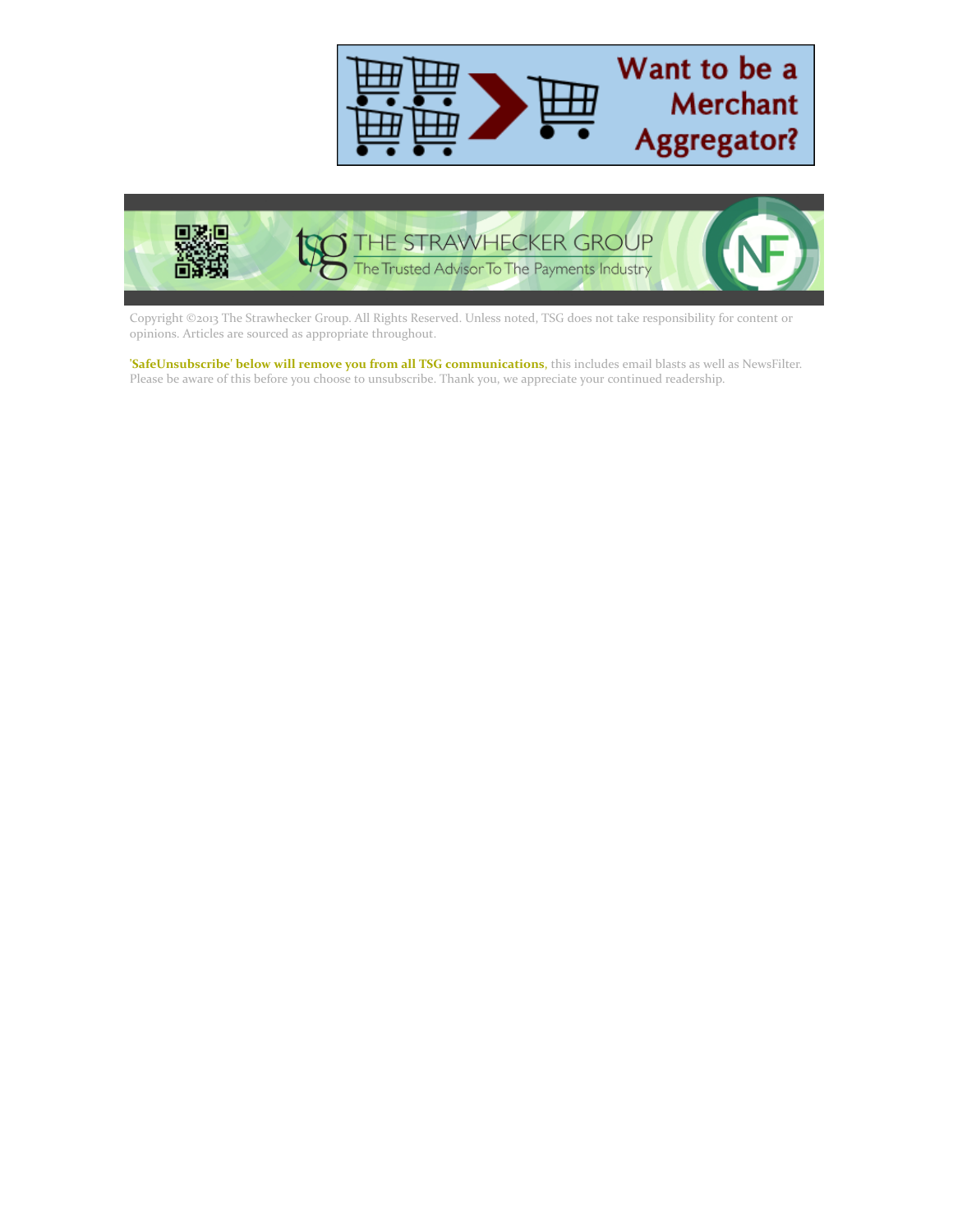Want to be a Merchant Aggregator?

THE STRAWHECKER GROUP
The Trusted Advisor To The Payments Industry

Copyright ©2013 The Strawhecker Group. All Rights Reserved. Unless noted, TSG does not take responsibility for content or opinions. Articles are sourced as appropriate throughout.

**'SafeUnsubscribe' below will remove you from all TSG communications**, this includes email blasts as well as NewsFilter. Please be aware of this before you choose to unsubscribe. Thank you, we appreciate your continued readership.